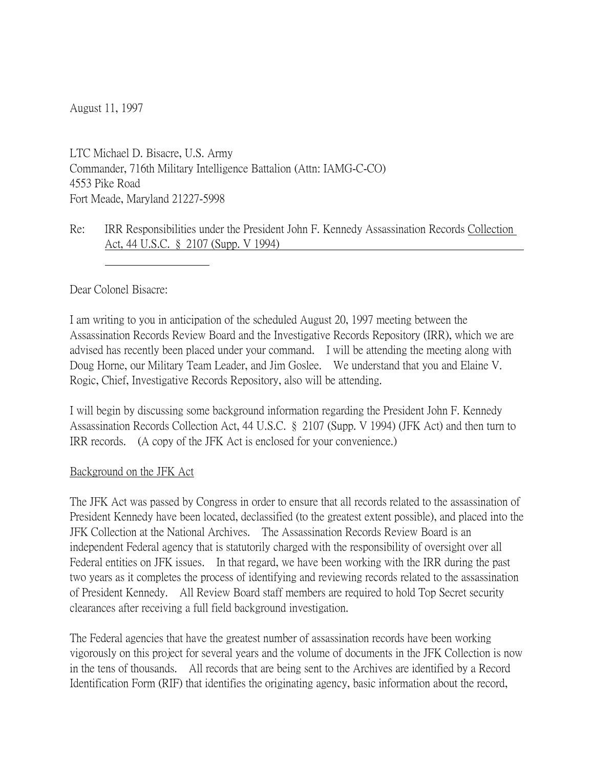August 11, 1997

LTC Michael D. Bisacre, U.S. Army
Commander, 716th Military Intelligence Battalion (Attn: IAMG-C-CO)
4553 Pike Road
Fort Meade, Maryland 21227-5998

Re: IRR Responsibilities under the President John F. Kennedy Assassination Records Collection Act, 44 U.S.C. § 2107 (Supp. V 1994)

Dear Colonel Bisacre:

I am writing to you in anticipation of the scheduled August 20, 1997 meeting between the Assassination Records Review Board and the Investigative Records Repository (IRR), which we are advised has recently been placed under your command. I will be attending the meeting along with Doug Horne, our Military Team Leader, and Jim Goslee. We understand that you and Elaine V. Rogic, Chief, Investigative Records Repository, also will be attending.

I will begin by discussing some background information regarding the President John F. Kennedy Assassination Records Collection Act, 44 U.S.C. § 2107 (Supp. V 1994) (JFK Act) and then turn to IRR records. (A copy of the JFK Act is enclosed for your convenience.)

Background on the JFK Act

The JFK Act was passed by Congress in order to ensure that all records related to the assassination of President Kennedy have been located, declassified (to the greatest extent possible), and placed into the JFK Collection at the National Archives. The Assassination Records Review Board is an independent Federal agency that is statutorily charged with the responsibility of oversight over all Federal entities on JFK issues. In that regard, we have been working with the IRR during the past two years as it completes the process of identifying and reviewing records related to the assassination of President Kennedy. All Review Board staff members are required to hold Top Secret security clearances after receiving a full field background investigation.

The Federal agencies that have the greatest number of assassination records have been working vigorously on this project for several years and the volume of documents in the JFK Collection is now in the tens of thousands. All records that are being sent to the Archives are identified by a Record Identification Form (RIF) that identifies the originating agency, basic information about the record,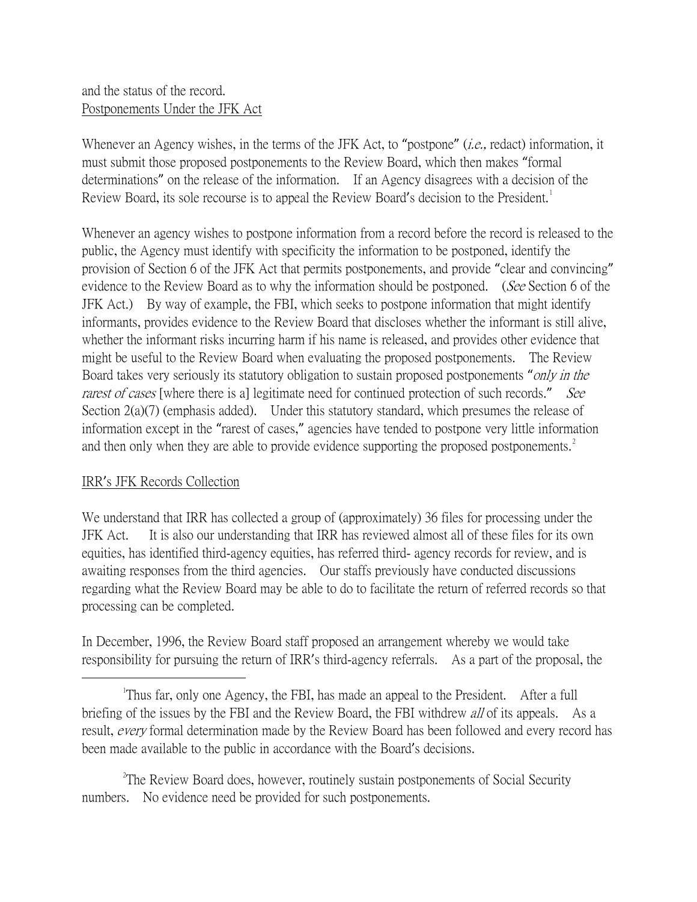and the status of the record.

Postponements Under the JFK Act

Whenever an Agency wishes, in the terms of the JFK Act, to "postpone" (*i.e.*, redact) information, it must submit those proposed postponements to the Review Board, which then makes "formal determinations" on the release of the information. If an Agency disagrees with a decision of the Review Board, its sole recourse is to appeal the Review Board's decision to the President.[1]

Whenever an agency wishes to postpone information from a record before the record is released to the public, the Agency must identify with specificity the information to be postponed, identify the provision of Section 6 of the JFK Act that permits postponements, and provide "clear and convincing" evidence to the Review Board as to why the information should be postponed. (*See* Section 6 of the JFK Act.) By way of example, the FBI, which seeks to postpone information that might identify informants, provides evidence to the Review Board that discloses whether the informant is still alive, whether the informant risks incurring harm if his name is released, and provides other evidence that might be useful to the Review Board when evaluating the proposed postponements. The Review Board takes very seriously its statutory obligation to sustain proposed postponements "*only in the rarest of cases* [where there is a] legitimate need for continued protection of such records." *See* Section 2(a)(7) (emphasis added). Under this statutory standard, which presumes the release of information except in the "rarest of cases," agencies have tended to postpone very little information and then only when they are able to provide evidence supporting the proposed postponements.[2]

IRR's JFK Records Collection

We understand that IRR has collected a group of (approximately) 36 files for processing under the JFK Act. It is also our understanding that IRR has reviewed almost all of these files for its own equities, has identified third-agency equities, has referred third- agency records for review, and is awaiting responses from the third agencies. Our staffs previously have conducted discussions regarding what the Review Board may be able to do to facilitate the return of referred records so that processing can be completed.

In December, 1996, the Review Board staff proposed an arrangement whereby we would take responsibility for pursuing the return of IRR's third-agency referrals. As a part of the proposal, the

---

[1] Thus far, only one Agency, the FBI, has made an appeal to the President. After a full briefing of the issues by the FBI and the Review Board, the FBI withdrew *all* of its appeals. As a result, *every* formal determination made by the Review Board has been followed and every record has been made available to the public in accordance with the Board's decisions.

[2] The Review Board does, however, routinely sustain postponements of Social Security numbers. No evidence need be provided for such postponements.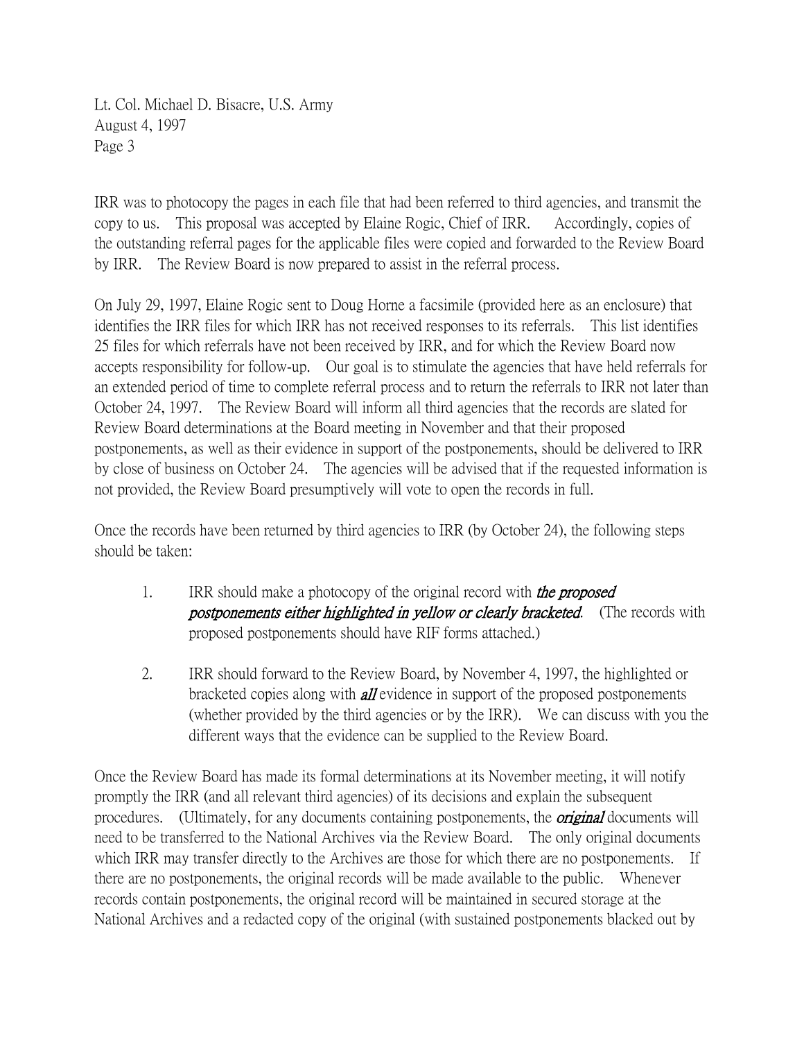IRR was to photocopy the pages in each file that had been referred to third agencies, and transmit the copy to us. This proposal was accepted by Elaine Rogic, Chief of IRR. Accordingly, copies of the outstanding referral pages for the applicable files were copied and forwarded to the Review Board by IRR. The Review Board is now prepared to assist in the referral process.

On July 29, 1997, Elaine Rogic sent to Doug Horne a facsimile (provided here as an enclosure) that identifies the IRR files for which IRR has not received responses to its referrals. This list identifies 25 files for which referrals have not been received by IRR, and for which the Review Board now accepts responsibility for follow-up. Our goal is to stimulate the agencies that have held referrals for an extended period of time to complete referral process and to return the referrals to IRR not later than October 24, 1997. The Review Board will inform all third agencies that the records are slated for Review Board determinations at the Board meeting in November and that their proposed postponements, as well as their evidence in support of the postponements, should be delivered to IRR by close of business on October 24. The agencies will be advised that if the requested information is not provided, the Review Board presumptively will vote to open the records in full.

Once the records have been returned by third agencies to IRR (by October 24), the following steps should be taken:

1. IRR should make a photocopy of the original record with ***the proposed postponements either highlighted in yellow or clearly bracketed***. (The records with proposed postponements should have RIF forms attached.)

2. IRR should forward to the Review Board, by November 4, 1997, the highlighted or bracketed copies along with ***all*** evidence in support of the proposed postponements (whether provided by the third agencies or by the IRR). We can discuss with you the different ways that the evidence can be supplied to the Review Board.

Once the Review Board has made its formal determinations at its November meeting, it will notify promptly the IRR (and all relevant third agencies) of its decisions and explain the subsequent procedures. (Ultimately, for any documents containing postponements, the ***original*** documents will need to be transferred to the National Archives via the Review Board. The only original documents which IRR may transfer directly to the Archives are those for which there are no postponements. If there are no postponements, the original records will be made available to the public. Whenever records contain postponements, the original record will be maintained in secured storage at the National Archives and a redacted copy of the original (with sustained postponements blacked out by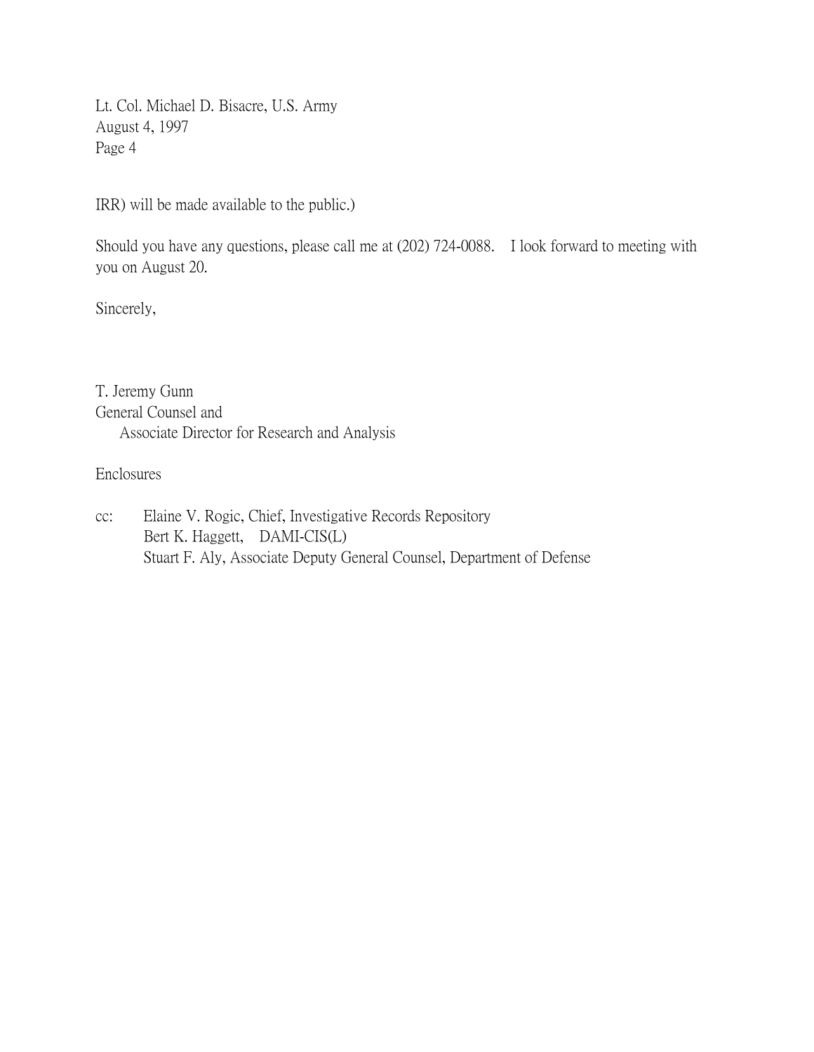IRR) will be made available to the public.)

Should you have any questions, please call me at (202) 724-0088. I look forward to meeting with you on August 20.

Sincerely,

T. Jeremy Gunn
General Counsel and
Associate Director for Research and Analysis

Enclosures

cc: Elaine V. Rogic, Chief, Investigative Records Repository
Bert K. Haggett, DAMI-CIS(L)
Stuart F. Aly, Associate Deputy General Counsel, Department of Defense